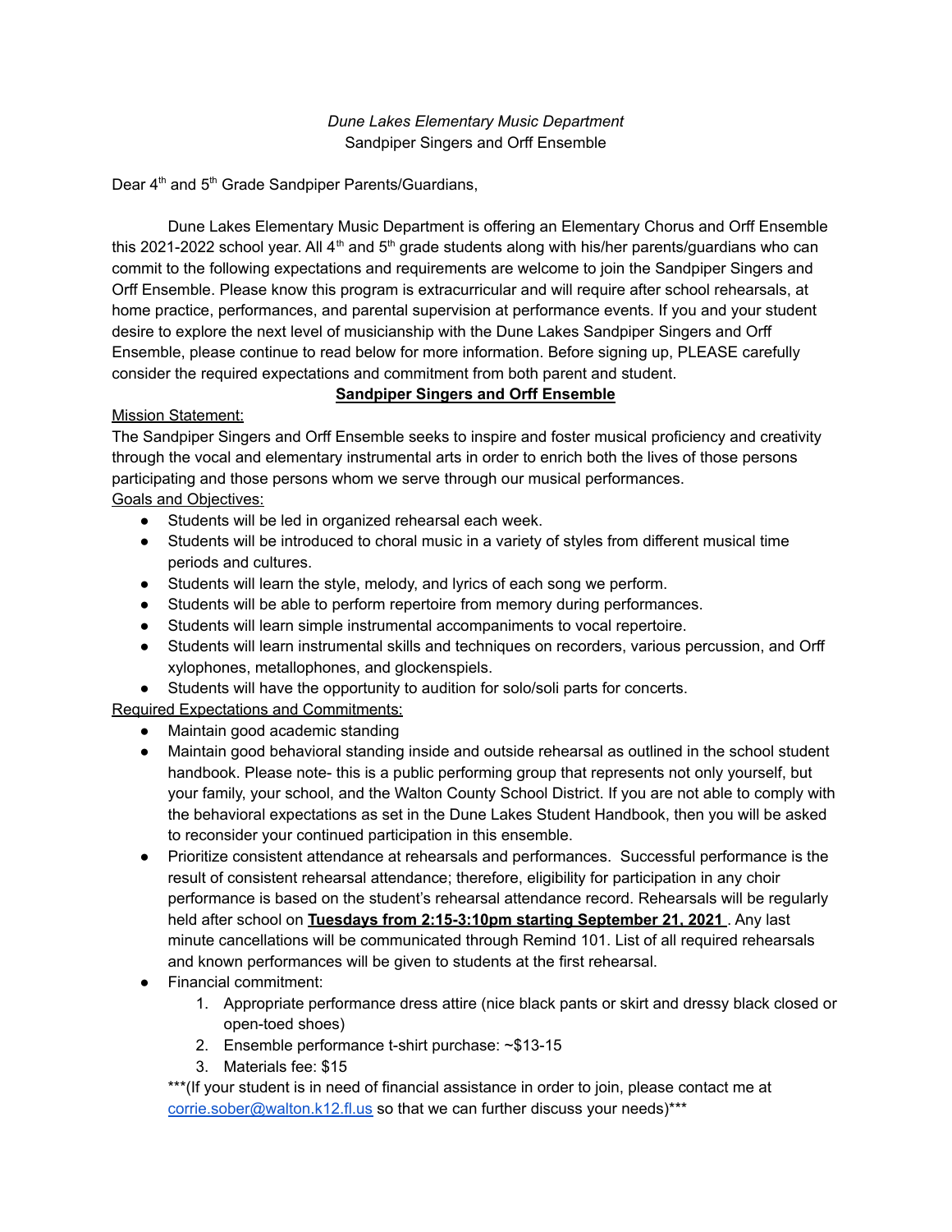*Dune Lakes Elementary Music Department*

Sandpiper Singers and Orff Ensemble

Dear 4th and 5th Grade Sandpiper Parents/Guardians,

Dune Lakes Elementary Music Department is offering an Elementary Chorus and Orff Ensemble this 2021-2022 school year. All 4th and 5th grade students along with his/her parents/guardians who can commit to the following expectations and requirements are welcome to join the Sandpiper Singers and Orff Ensemble. Please know this program is extracurricular and will require after school rehearsals, at home practice, performances, and parental supervision at performance events. If you and your student desire to explore the next level of musicianship with the Dune Lakes Sandpiper Singers and Orff Ensemble, please continue to read below for more information. Before signing up, PLEASE carefully consider the required expectations and commitment from both parent and student.

## **Sandpiper Singers and Orff Ensemble**

Mission Statement:

The Sandpiper Singers and Orff Ensemble seeks to inspire and foster musical proficiency and creativity through the vocal and elementary instrumental arts in order to enrich both the lives of those persons participating and those persons whom we serve through our musical performances.

Goals and Objectives:

- Students will be led in organized rehearsal each week.
- Students will be introduced to choral music in a variety of styles from different musical time periods and cultures.
- Students will learn the style, melody, and lyrics of each song we perform.
- Students will be able to perform repertoire from memory during performances.
- Students will learn simple instrumental accompaniments to vocal repertoire.
- Students will learn instrumental skills and techniques on recorders, various percussion, and Orff xylophones, metallophones, and glockenspiels.
- Students will have the opportunity to audition for solo/soli parts for concerts.

Required Expectations and Commitments:

- Maintain good academic standing
- Maintain good behavioral standing inside and outside rehearsal as outlined in the school student handbook. Please note- this is a public performing group that represents not only yourself, but your family, your school, and the Walton County School District. If you are not able to comply with the behavioral expectations as set in the Dune Lakes Student Handbook, then you will be asked to reconsider your continued participation in this ensemble.
- Prioritize consistent attendance at rehearsals and performances. Successful performance is the result of consistent rehearsal attendance; therefore, eligibility for participation in any choir performance is based on the student's rehearsal attendance record. Rehearsals will be regularly held after school on **Tuesdays from 2:15-3:10pm starting September 21, 2021** . Any last minute cancellations will be communicated through Remind 101. List of all required rehearsals and known performances will be given to students at the first rehearsal.
- Financial commitment:
  1. Appropriate performance dress attire (nice black pants or skirt and dressy black closed or open-toed shoes)
  2. Ensemble performance t-shirt purchase: ~$13-15
  3. Materials fee: $15

  ***(If your student is in need of financial assistance in order to join, please contact me at corrie.sober@walton.k12.fl.us so that we can further discuss your needs)***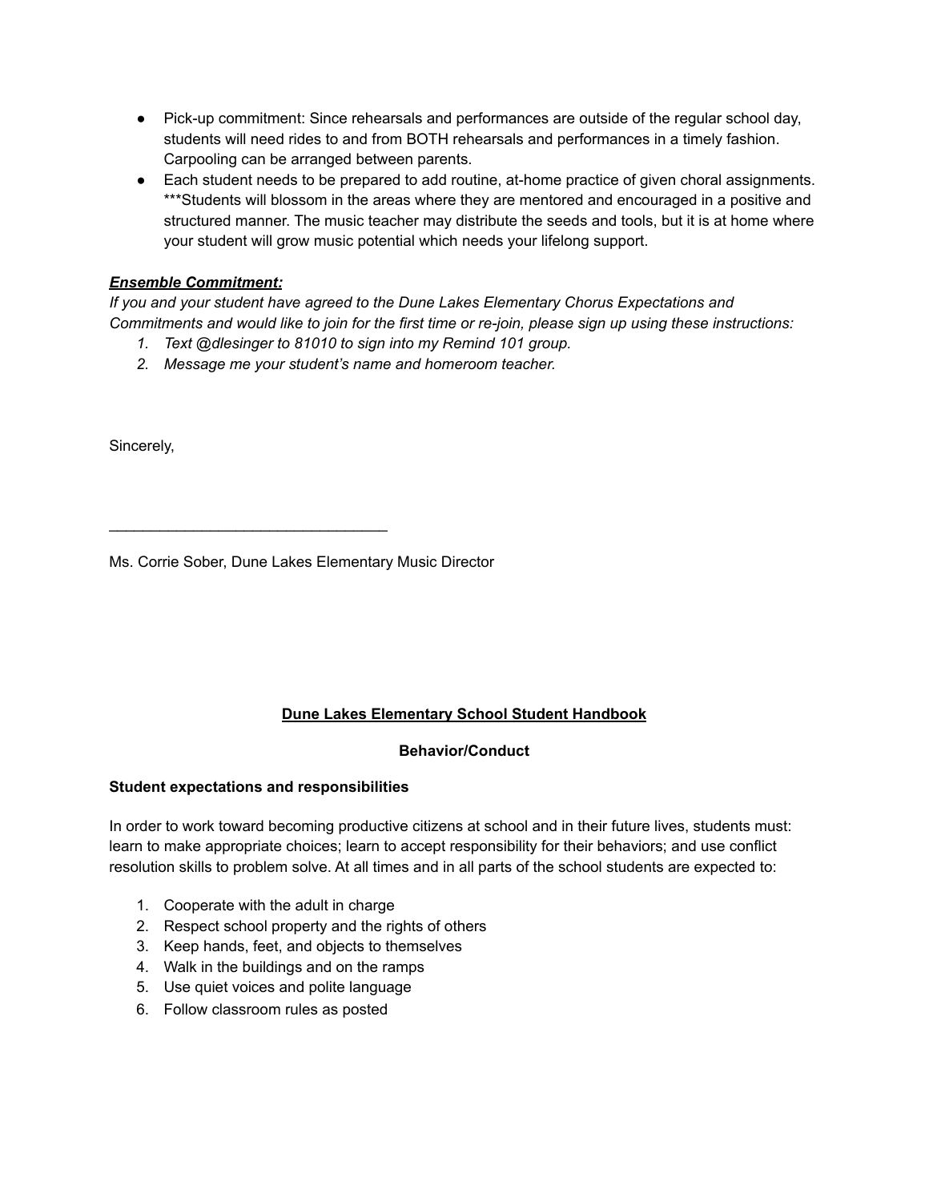- Pick-up commitment: Since rehearsals and performances are outside of the regular school day, students will need rides to and from BOTH rehearsals and performances in a timely fashion. Carpooling can be arranged between parents.
- Each student needs to be prepared to add routine, at-home practice of given choral assignments. ***Students will blossom in the areas where they are mentored and encouraged in a positive and structured manner. The music teacher may distribute the seeds and tools, but it is at home where your student will grow music potential which needs your lifelong support.

***<u>Ensemble Commitment:</u>***

*If you and your student have agreed to the Dune Lakes Elementary Chorus Expectations and Commitments and would like to join for the first time or re-join, please sign up using these instructions:*

1. *Text @dlesinger to 81010 to sign into my Remind 101 group.*
2. *Message me your student's name and homeroom teacher.*

Sincerely,

\_\_\_\_\_\_\_\_\_\_\_\_\_\_\_\_\_\_\_\_\_\_\_\_\_\_\_\_\_\_\_\_\_\_

Ms. Corrie Sober, Dune Lakes Elementary Music Director

## <u>Dune Lakes Elementary School Student Handbook</u>

### Behavior/Conduct

**Student expectations and responsibilities**

In order to work toward becoming productive citizens at school and in their future lives, students must: learn to make appropriate choices; learn to accept responsibility for their behaviors; and use conflict resolution skills to problem solve. At all times and in all parts of the school students are expected to:

1. Cooperate with the adult in charge
2. Respect school property and the rights of others
3. Keep hands, feet, and objects to themselves
4. Walk in the buildings and on the ramps
5. Use quiet voices and polite language
6. Follow classroom rules as posted